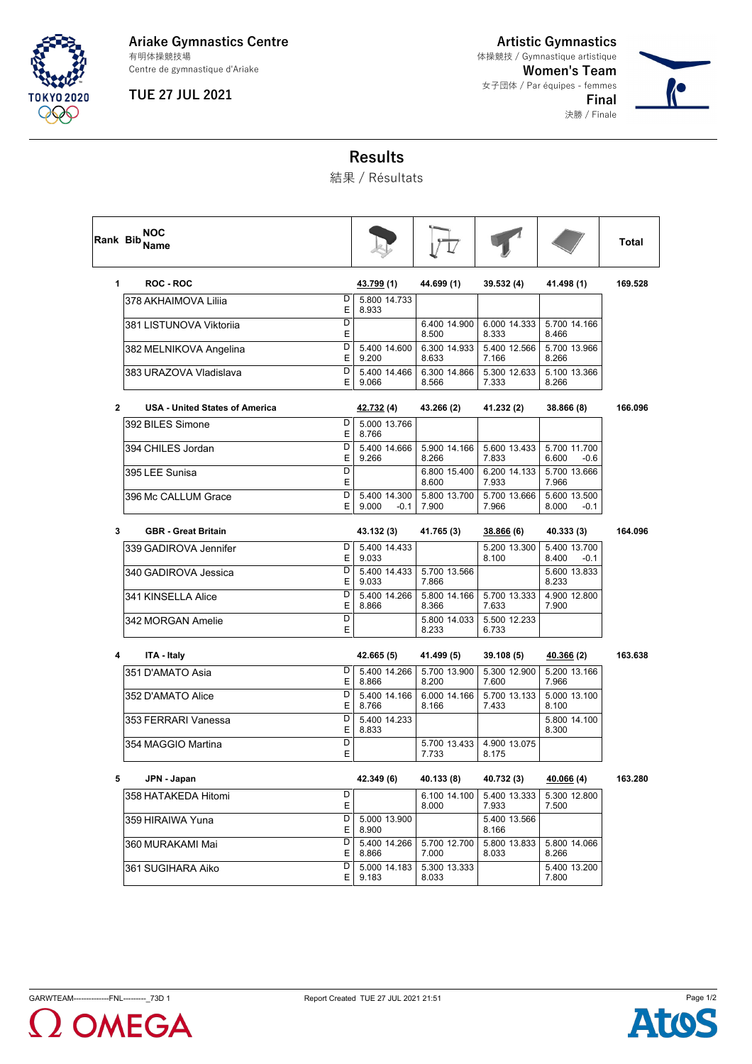**Ariake Gymnastics Centre**
有明体操競技場
Centre de gymnastique d'Ariake

**TUE 27 JUL 2021**

**Artistic Gymnastics**
体操競技 / Gymnastique artistique
**Women's Team**
女子団体 / Par équipes - femmes
**Final**
決勝 / Finale

# Results

結果 / Résultats

| Rank | Bib | NOC Name | | Vault | Uneven Bars | Balance Beam | Floor | Total |
|---|---|---|---|---|---|---|---|---|
| 1 | | ROC - ROC | | **43.799** (1) | 44.699 (1) | 39.532 (4) | 41.498 (1) | 169.528 |
| | 378 | AKHAIMOVA Liliia | D / E | 5.800 14.733 / 8.933 | | | | |
| | 381 | LISTUNOVA Viktoriia | D / E | | 6.400 14.900 / 8.500 | 6.000 14.333 / 8.333 | 5.700 14.166 / 8.466 | |
| | 382 | MELNIKOVA Angelina | D / E | 5.400 14.600 / 9.200 | 6.300 14.933 / 8.633 | 5.400 12.566 / 7.166 | 5.700 13.966 / 8.266 | |
| | 383 | URAZOVA Vladislava | D / E | 5.400 14.466 / 9.066 | 6.300 14.866 / 8.566 | 5.300 12.633 / 7.333 | 5.100 13.366 / 8.266 | |
| 2 | | USA - United States of America | | **42.732** (4) | 43.266 (2) | 41.232 (2) | 38.866 (8) | 166.096 |
| | 392 | BILES Simone | D / E | 5.000 13.766 / 8.766 | | | | |
| | 394 | CHILES Jordan | D / E | 5.400 14.666 / 9.266 | 5.900 14.166 / 8.266 | 5.600 13.433 / 7.833 | 5.700 11.700 / 6.600 -0.6 | |
| | 395 | LEE Sunisa | D / E | | 6.800 15.400 / 8.600 | 6.200 14.133 / 7.933 | 5.700 13.666 / 7.966 | |
| | 396 | Mc CALLUM Grace | D / E | 5.400 14.300 / 9.000 -0.1 | 5.800 13.700 / 7.900 | 5.700 13.666 / 7.966 | 5.600 13.500 / 8.000 -0.1 | |
| 3 | | GBR - Great Britain | | 43.132 (3) | 41.765 (3) | **38.866** (6) | 40.333 (3) | 164.096 |
| | 339 | GADIROVA Jennifer | D / E | 5.400 14.433 / 9.033 | | 5.200 13.300 / 8.100 | 5.400 13.700 / 8.400 -0.1 | |
| | 340 | GADIROVA Jessica | D / E | 5.400 14.433 / 9.033 | 5.700 13.566 / 7.866 | | 5.600 13.833 / 8.233 | |
| | 341 | KINSELLA Alice | D / E | 5.400 14.266 / 8.866 | 5.800 14.166 / 8.366 | 5.700 13.333 / 7.633 | 4.900 12.800 / 7.900 | |
| | 342 | MORGAN Amelie | D / E | | 5.800 14.033 / 8.233 | 5.500 12.233 / 6.733 | | |
| 4 | | ITA - Italy | | 42.665 (5) | 41.499 (5) | 39.108 (5) | **40.366** (2) | 163.638 |
| | 351 | D'AMATO Asia | D / E | 5.400 14.266 / 8.866 | 5.700 13.900 / 8.200 | 5.300 12.900 / 7.600 | 5.200 13.166 / 7.966 | |
| | 352 | D'AMATO Alice | D / E | 5.400 14.166 / 8.766 | 6.000 14.166 / 8.166 | 5.700 13.133 / 7.433 | 5.000 13.100 / 8.100 | |
| | 353 | FERRARI Vanessa | D / E | 5.400 14.233 / 8.833 | | | 5.800 14.100 / 8.300 | |
| | 354 | MAGGIO Martina | D / E | | 5.700 13.433 / 7.733 | 4.900 13.075 / 8.175 | | |
| 5 | | JPN - Japan | | 42.349 (6) | 40.133 (8) | 40.732 (3) | **40.066** (4) | 163.280 |
| | 358 | HATAKEDA Hitomi | D / E | | 6.100 14.100 / 8.000 | 5.400 13.333 / 7.933 | 5.300 12.800 / 7.500 | |
| | 359 | HIRAIWA Yuna | D / E | 5.000 13.900 / 8.900 | | 5.400 13.566 / 8.166 | | |
| | 360 | MURAKAMI Mai | D / E | 5.400 14.266 / 8.866 | 5.700 12.700 / 7.000 | 5.800 13.833 / 8.033 | 5.800 14.066 / 8.266 | |
| | 361 | SUGIHARA Aiko | D / E | 5.000 14.183 / 9.183 | 5.300 13.333 / 8.033 | | 5.400 13.200 / 7.800 | |

GARWTEAM--------------FNL---------_73D 1 Report Created TUE 27 JUL 2021 21:51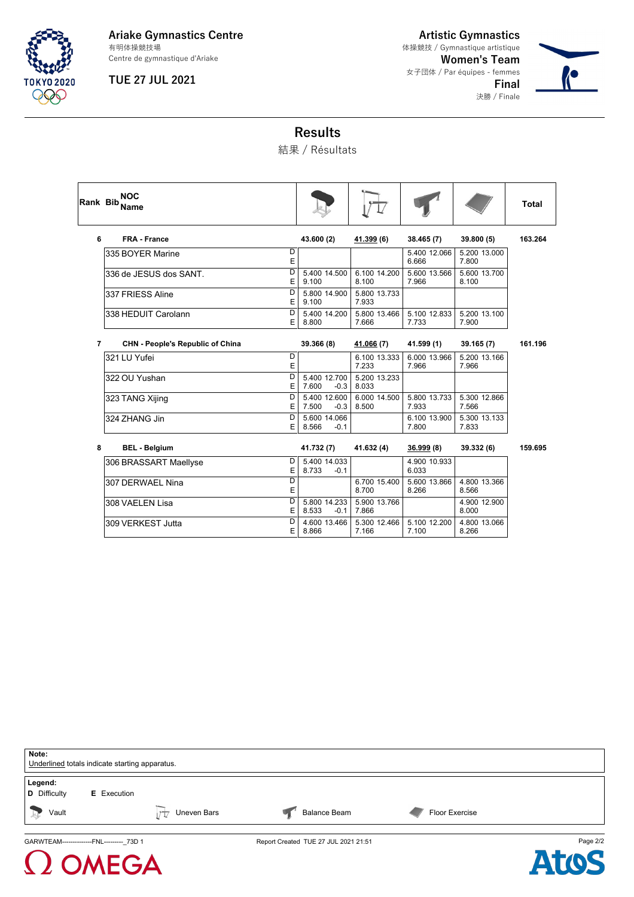Ariake Gymnastics Centre
有明体操競技場
Centre de gymnastique d'Ariake

TUE 27 JUL 2021

Artistic Gymnastics
体操競技 / Gymnastique artistique
Women's Team
女子団体 / Par équipes - femmes
Final
決勝 / Finale

# Results

結果 / Résultats

| Rank | Bib | NOC Name | | Vault | Uneven Bars | Balance Beam | Floor Exercise | Total |
|---|---|---|---|---|---|---|---|---|
| 6 | | FRA - France | | 43.600 (2) | 41.399 (6) | 38.465 (7) | 39.800 (5) | 163.264 |
| | 335 | BOYER Marine | D | | | 5.400 12.066 | 5.200 13.000 | |
| | | | E | | | 6.666 | 7.800 | |
| | 336 | de JESUS dos SANT. | D | 5.400 14.500 | 6.100 14.200 | 5.600 13.566 | 5.600 13.700 | |
| | | | E | 9.100 | 8.100 | 7.966 | 8.100 | |
| | 337 | FRIESS Aline | D | 5.800 14.900 | 5.800 13.733 | | | |
| | | | E | 9.100 | 7.933 | | | |
| | 338 | HEDUIT Carolann | D | 5.400 14.200 | 5.800 13.466 | 5.100 12.833 | 5.200 13.100 | |
| | | | E | 8.800 | 7.666 | 7.733 | 7.900 | |
| 7 | | CHN - People's Republic of China | | 39.366 (8) | 41.066 (7) | 41.599 (1) | 39.165 (7) | 161.196 |
| | 321 | LU Yufei | D | | 6.100 13.333 | 6.000 13.966 | 5.200 13.166 | |
| | | | E | | 7.233 | 7.966 | 7.966 | |
| | 322 | OU Yushan | D | 5.400 12.700 | 5.200 13.233 | | | |
| | | | E | 7.600 -0.3 | 8.033 | | | |
| | 323 | TANG Xijing | D | 5.400 12.600 | 6.000 14.500 | 5.800 13.733 | 5.300 12.866 | |
| | | | E | 7.500 -0.3 | 8.500 | 7.933 | 7.566 | |
| | 324 | ZHANG Jin | D | 5.600 14.066 | | 6.100 13.900 | 5.300 13.133 | |
| | | | E | 8.566 -0.1 | | 7.800 | 7.833 | |
| 8 | | BEL - Belgium | | 41.732 (7) | 41.632 (4) | 36.999 (8) | 39.332 (6) | 159.695 |
| | 306 | BRASSART Maellyse | D | 5.400 14.033 | | 4.900 10.933 | | |
| | | | E | 8.733 -0.1 | | 6.033 | | |
| | 307 | DERWAEL Nina | D | | 6.700 15.400 | 5.600 13.866 | 4.800 13.366 | |
| | | | E | | 8.700 | 8.266 | 8.566 | |
| | 308 | VAELEN Lisa | D | 5.800 14.233 | 5.900 13.766 | | 4.900 12.900 | |
| | | | E | 8.533 -0.1 | 7.866 | | 8.000 | |
| | 309 | VERKEST Jutta | D | 4.600 13.466 | 5.300 12.466 | 5.100 12.200 | 4.800 13.066 | |
| | | | E | 8.866 | 7.166 | 7.100 | 8.266 | |

**Note:**
Underlined totals indicate starting apparatus.

**Legend:**
**D** Difficulty **E** Execution
Vault Uneven Bars Balance Beam Floor Exercise

GARWTEAM--------------FNL---------_73D 1 Report Created TUE 27 JUL 2021 21:51